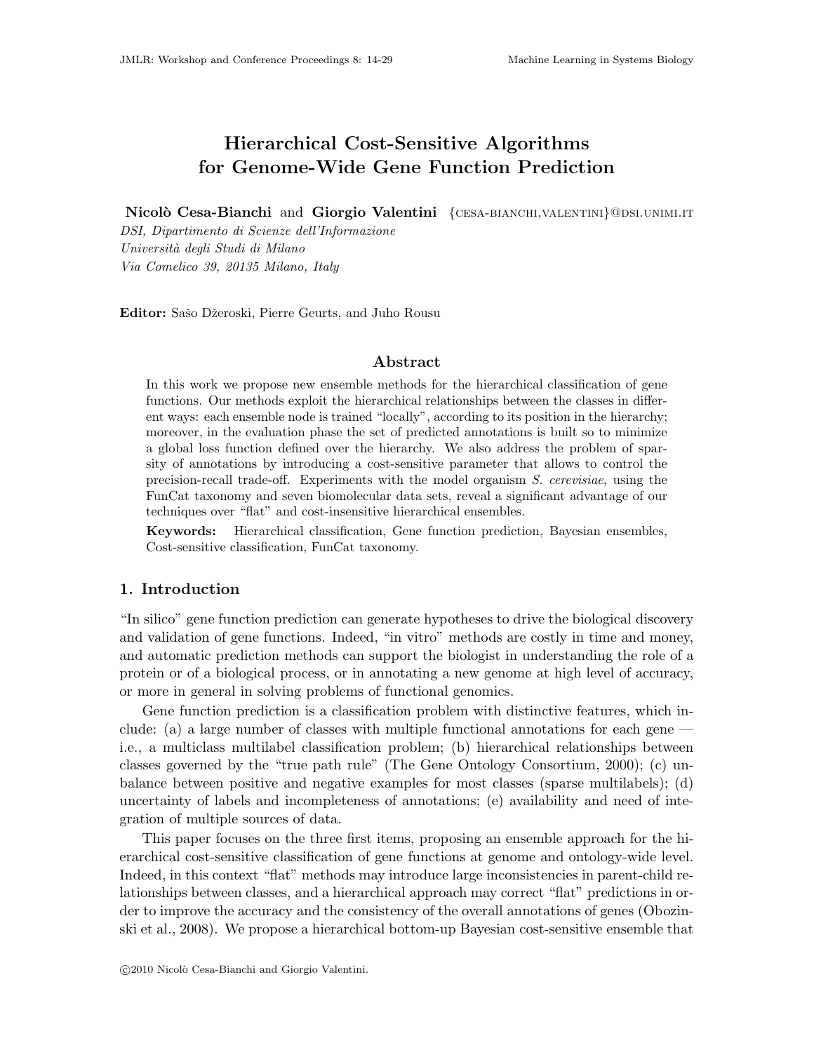# Hierarchical Cost-Sensitive Algorithms for Genome-Wide Gene Function Prediction

**Nicolò Cesa-Bianchi** and **Giorgio Valentini** {cesa-bianchi,valentini}@dsi.unimi.it

*DSI, Dipartimento di Scienze dell'Informazione*
*Università degli Studi di Milano*
*Via Comelico 39, 20135 Milano, Italy*

**Editor:** Sašo Džeroski, Pierre Geurts, and Juho Rousu

## Abstract

In this work we propose new ensemble methods for the hierarchical classification of gene functions. Our methods exploit the hierarchical relationships between the classes in different ways: each ensemble node is trained "locally", according to its position in the hierarchy; moreover, in the evaluation phase the set of predicted annotations is built so to minimize a global loss function defined over the hierarchy. We also address the problem of sparsity of annotations by introducing a cost-sensitive parameter that allows to control the precision-recall trade-off. Experiments with the model organism *S. cerevisiae*, using the FunCat taxonomy and seven biomolecular data sets, reveal a significant advantage of our techniques over "flat" and cost-insensitive hierarchical ensembles.

**Keywords:** Hierarchical classification, Gene function prediction, Bayesian ensembles, Cost-sensitive classification, FunCat taxonomy.

## 1. Introduction

"In silico" gene function prediction can generate hypotheses to drive the biological discovery and validation of gene functions. Indeed, "in vitro" methods are costly in time and money, and automatic prediction methods can support the biologist in understanding the role of a protein or of a biological process, or in annotating a new genome at high level of accuracy, or more in general in solving problems of functional genomics.

Gene function prediction is a classification problem with distinctive features, which include: (a) a large number of classes with multiple functional annotations for each gene — i.e., a multiclass multilabel classification problem; (b) hierarchical relationships between classes governed by the "true path rule" (The Gene Ontology Consortium, 2000); (c) unbalance between positive and negative examples for most classes (sparse multilabels); (d) uncertainty of labels and incompleteness of annotations; (e) availability and need of integration of multiple sources of data.

This paper focuses on the three first items, proposing an ensemble approach for the hierarchical cost-sensitive classification of gene functions at genome and ontology-wide level. Indeed, in this context "flat" methods may introduce large inconsistencies in parent-child relationships between classes, and a hierarchical approach may correct "flat" predictions in order to improve the accuracy and the consistency of the overall annotations of genes (Obozinski et al., 2008). We propose a hierarchical bottom-up Bayesian cost-sensitive ensemble that

©2010 Nicolò Cesa-Bianchi and Giorgio Valentini.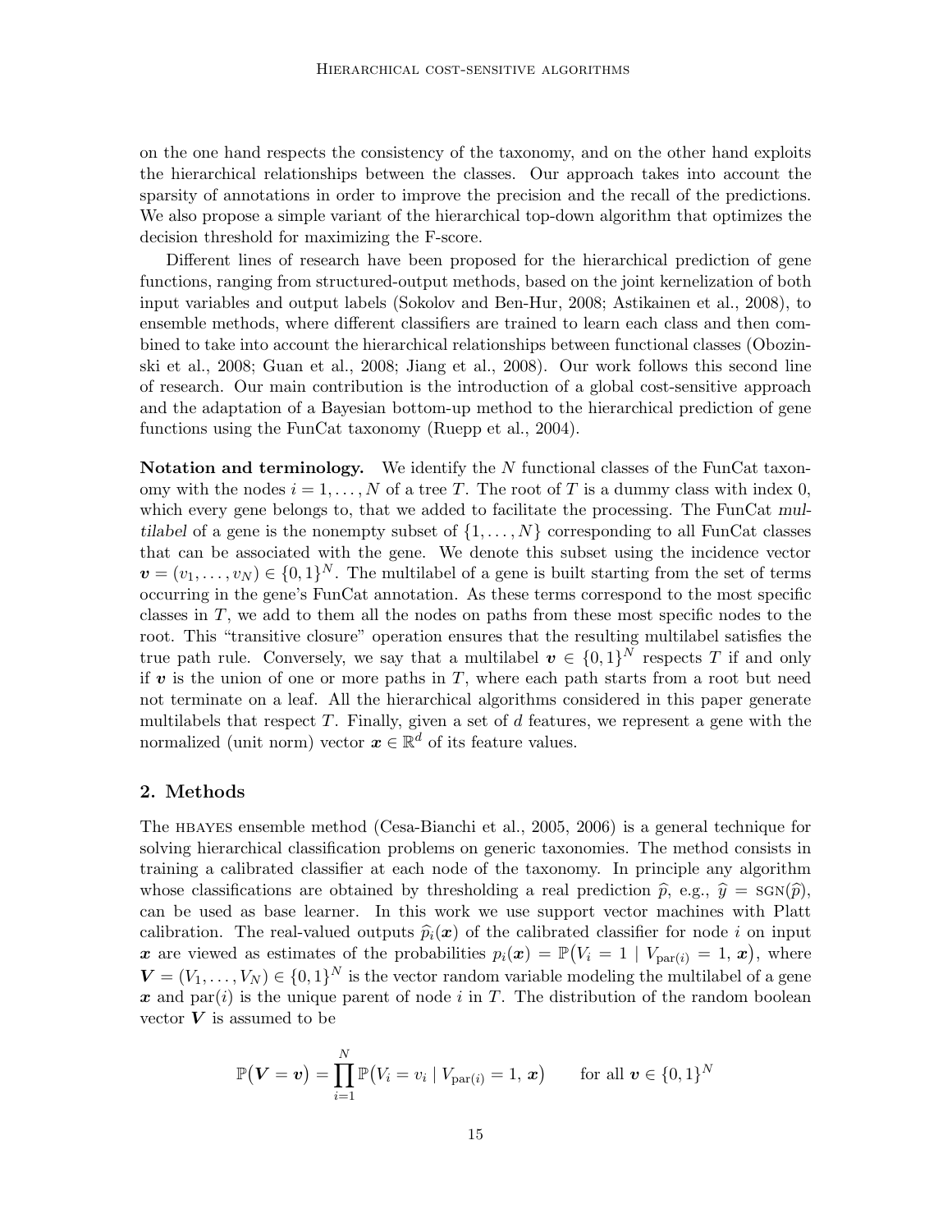on the one hand respects the consistency of the taxonomy, and on the other hand exploits the hierarchical relationships between the classes. Our approach takes into account the sparsity of annotations in order to improve the precision and the recall of the predictions. We also propose a simple variant of the hierarchical top-down algorithm that optimizes the decision threshold for maximizing the F-score.

Different lines of research have been proposed for the hierarchical prediction of gene functions, ranging from structured-output methods, based on the joint kernelization of both input variables and output labels (Sokolov and Ben-Hur, 2008; Astikainen et al., 2008), to ensemble methods, where different classifiers are trained to learn each class and then combined to take into account the hierarchical relationships between functional classes (Obozinski et al., 2008; Guan et al., 2008; Jiang et al., 2008). Our work follows this second line of research. Our main contribution is the introduction of a global cost-sensitive approach and the adaptation of a Bayesian bottom-up method to the hierarchical prediction of gene functions using the FunCat taxonomy (Ruepp et al., 2004).

**Notation and terminology.** We identify the $N$ functional classes of the FunCat taxonomy with the nodes $i = 1, \ldots, N$ of a tree $T$. The root of $T$ is a dummy class with index 0, which every gene belongs to, that we added to facilitate the processing. The FunCat *multilabel* of a gene is the nonempty subset of $\{1, \ldots, N\}$ corresponding to all FunCat classes that can be associated with the gene. We denote this subset using the incidence vector $\boldsymbol{v} = (v_1, \ldots, v_N) \in \{0,1\}^N$. The multilabel of a gene is built starting from the set of terms occurring in the gene's FunCat annotation. As these terms correspond to the most specific classes in $T$, we add to them all the nodes on paths from these most specific nodes to the root. This "transitive closure" operation ensures that the resulting multilabel satisfies the true path rule. Conversely, we say that a multilabel $\boldsymbol{v} \in \{0,1\}^N$ respects $T$ if and only if $\boldsymbol{v}$ is the union of one or more paths in $T$, where each path starts from a root but need not terminate on a leaf. All the hierarchical algorithms considered in this paper generate multilabels that respect $T$. Finally, given a set of $d$ features, we represent a gene with the normalized (unit norm) vector $\boldsymbol{x} \in \mathbb{R}^d$ of its feature values.

## 2. Methods

The HBAYES ensemble method (Cesa-Bianchi et al., 2005, 2006) is a general technique for solving hierarchical classification problems on generic taxonomies. The method consists in training a calibrated classifier at each node of the taxonomy. In principle any algorithm whose classifications are obtained by thresholding a real prediction $\widehat{p}$, e.g., $\widehat{y} = \operatorname{SGN}(\widehat{p})$, can be used as base learner. In this work we use support vector machines with Platt calibration. The real-valued outputs $\widehat{p}_i(\boldsymbol{x})$ of the calibrated classifier for node $i$ on input $\boldsymbol{x}$ are viewed as estimates of the probabilities $p_i(\boldsymbol{x}) = \mathbb{P}\big(V_i = 1 \mid V_{\mathrm{par}(i)} = 1, \boldsymbol{x}\big)$, where $\boldsymbol{V} = (V_1, \ldots, V_N) \in \{0,1\}^N$ is the vector random variable modeling the multilabel of a gene $\boldsymbol{x}$ and $\mathrm{par}(i)$ is the unique parent of node $i$ in $T$. The distribution of the random boolean vector $\boldsymbol{V}$ is assumed to be

$$\mathbb{P}\big(\boldsymbol{V} = \boldsymbol{v}\big) = \prod_{i=1}^{N} \mathbb{P}\big(V_i = v_i \mid V_{\mathrm{par}(i)} = 1, \boldsymbol{x}\big) \qquad \text{for all } \boldsymbol{v} \in \{0,1\}^N$$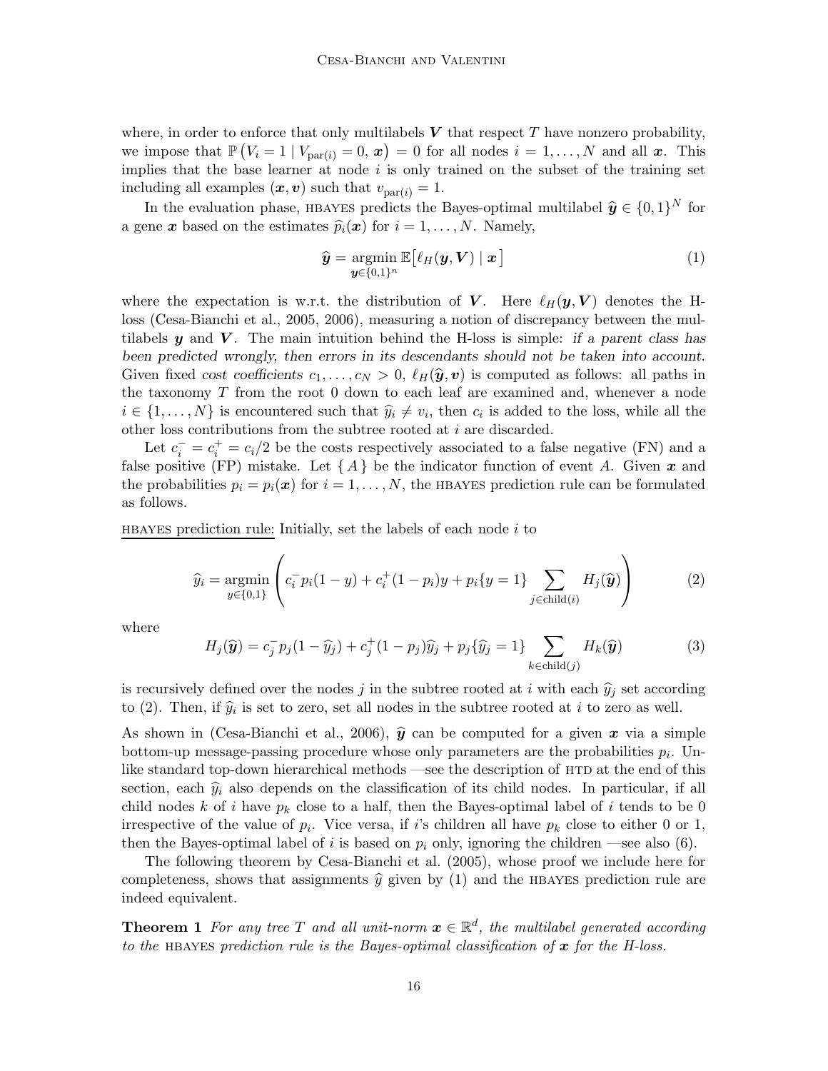where, in order to enforce that only multilabels $\boldsymbol{V}$ that respect $T$ have nonzero probability, we impose that $\mathbb{P}\left(V_i = 1 \mid V_{\mathrm{par}(i)} = 0, \boldsymbol{x}\right) = 0$ for all nodes $i = 1, \ldots, N$ and all $\boldsymbol{x}$. This implies that the base learner at node $i$ is only trained on the subset of the training set including all examples $(\boldsymbol{x}, \boldsymbol{v})$ such that $v_{\mathrm{par}(i)} = 1$.

In the evaluation phase, HBAYES predicts the Bayes-optimal multilabel $\widehat{\boldsymbol{y}} \in \{0,1\}^N$ for a gene $\boldsymbol{x}$ based on the estimates $\widehat{p}_i(\boldsymbol{x})$ for $i = 1, \ldots, N$. Namely,

$$\widehat{\boldsymbol{y}} = \underset{\boldsymbol{y} \in \{0,1\}^n}{\operatorname{argmin}} \, \mathbb{E}\big[\ell_H(\boldsymbol{y}, \boldsymbol{V}) \mid \boldsymbol{x}\,\big] \tag{1}$$

where the expectation is w.r.t. the distribution of $\boldsymbol{V}$. Here $\ell_H(\boldsymbol{y}, \boldsymbol{V})$ denotes the H-loss (Cesa-Bianchi et al., 2005, 2006), measuring a notion of discrepancy between the multilabels $\boldsymbol{y}$ and $\boldsymbol{V}$. The main intuition behind the H-loss is simple: *if a parent class has been predicted wrongly, then errors in its descendants should not be taken into account.* Given fixed *cost coefficients* $c_1, \ldots, c_N > 0$, $\ell_H(\widehat{\boldsymbol{y}}, \boldsymbol{v})$ is computed as follows: all paths in the taxonomy $T$ from the root 0 down to each leaf are examined and, whenever a node $i \in \{1, \ldots, N\}$ is encountered such that $\widehat{y}_i \neq v_i$, then $c_i$ is added to the loss, while all the other loss contributions from the subtree rooted at $i$ are discarded.

Let $c_i^- = c_i^+ = c_i/2$ be the costs respectively associated to a false negative (FN) and a false positive (FP) mistake. Let $\{\, A \,\}$ be the indicator function of event $A$. Given $\boldsymbol{x}$ and the probabilities $p_i = p_i(\boldsymbol{x})$ for $i = 1, \ldots, N$, the HBAYES prediction rule can be formulated as follows.

HBAYES prediction rule: Initially, set the labels of each node $i$ to

$$\widehat{y}_i = \underset{y \in \{0,1\}}{\operatorname{argmin}} \left( c_i^- p_i (1 - y) + c_i^+ (1 - p_i) y + p_i \{y = 1\} \sum_{j \in \mathrm{child}(i)} H_j(\widehat{\boldsymbol{y}}) \right) \tag{2}$$

where

$$H_j(\widehat{\boldsymbol{y}}) = c_j^- p_j (1 - \widehat{y}_j) + c_j^+ (1 - p_j) \widehat{y}_j + p_j \{\widehat{y}_j = 1\} \sum_{k \in \mathrm{child}(j)} H_k(\widehat{\boldsymbol{y}}) \tag{3}$$

is recursively defined over the nodes $j$ in the subtree rooted at $i$ with each $\widehat{y}_j$ set according to (2). Then, if $\widehat{y}_i$ is set to zero, set all nodes in the subtree rooted at $i$ to zero as well.

As shown in (Cesa-Bianchi et al., 2006), $\widehat{\boldsymbol{y}}$ can be computed for a given $\boldsymbol{x}$ via a simple bottom-up message-passing procedure whose only parameters are the probabilities $p_i$. Unlike standard top-down hierarchical methods —see the description of HTD at the end of this section, each $\widehat{y}_i$ also depends on the classification of its child nodes. In particular, if all child nodes $k$ of $i$ have $p_k$ close to a half, then the Bayes-optimal label of $i$ tends to be 0 irrespective of the value of $p_i$. Vice versa, if $i$'s children all have $p_k$ close to either 0 or 1, then the Bayes-optimal label of $i$ is based on $p_i$ only, ignoring the children —see also (6).

The following theorem by Cesa-Bianchi et al. (2005), whose proof we include here for completeness, shows that assignments $\widehat{y}$ given by (1) and the HBAYES prediction rule are indeed equivalent.

**Theorem 1** *For any tree $T$ and all unit-norm $\boldsymbol{x} \in \mathbb{R}^d$, the multilabel generated according to the* HBAYES *prediction rule is the Bayes-optimal classification of $\boldsymbol{x}$ for the H-loss.*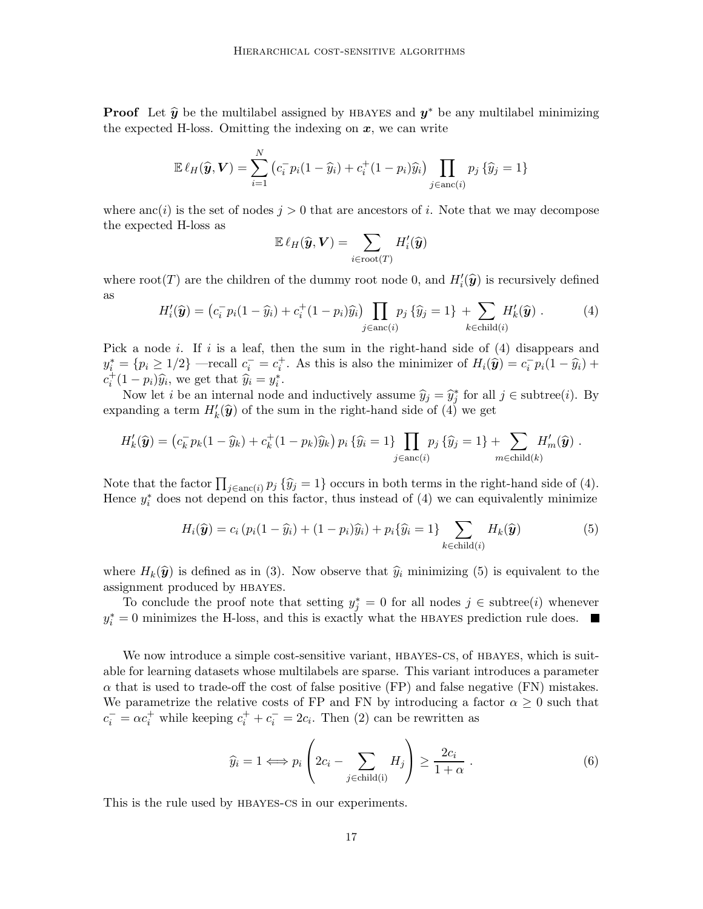**Proof** Let $\widehat{\boldsymbol{y}}$ be the multilabel assigned by HBAYES and $\boldsymbol{y}^*$ be any multilabel minimizing the expected H-loss. Omitting the indexing on $\boldsymbol{x}$, we can write

$$\mathbb{E}\,\ell_H(\widehat{\boldsymbol{y}}, \boldsymbol{V}) = \sum_{i=1}^{N} \left(c_i^- p_i(1-\widehat{y}_i) + c_i^+(1-p_i)\widehat{y}_i\right) \prod_{j \in \mathrm{anc}(i)} p_j\,\{\widehat{y}_j = 1\}$$

where $\mathrm{anc}(i)$ is the set of nodes $j > 0$ that are ancestors of $i$. Note that we may decompose the expected H-loss as

$$\mathbb{E}\,\ell_H(\widehat{\boldsymbol{y}}, \boldsymbol{V}) = \sum_{i \in \mathrm{root}(T)} H_i'(\widehat{\boldsymbol{y}})$$

where $\mathrm{root}(T)$ are the children of the dummy root node 0, and $H_i'(\widehat{\boldsymbol{y}})$ is recursively defined as

$$H_i'(\widehat{\boldsymbol{y}}) = \left(c_i^- p_i(1-\widehat{y}_i) + c_i^+(1-p_i)\widehat{y}_i\right) \prod_{j \in \mathrm{anc}(i)} p_j\,\{\widehat{y}_j = 1\} + \sum_{k \in \mathrm{child}(i)} H_k'(\widehat{\boldsymbol{y}})\ . \tag{4}$$

Pick a node $i$. If $i$ is a leaf, then the sum in the right-hand side of (4) disappears and $y_i^* = \{p_i \geq 1/2\}$ —recall $c_i^- = c_i^+$. As this is also the minimizer of $H_i(\widehat{\boldsymbol{y}}) = c_i^- p_i(1-\widehat{y}_i) + c_i^+(1-p_i)\widehat{y}_i$, we get that $\widehat{y}_i = y_i^*$.

Now let $i$ be an internal node and inductively assume $\widehat{y}_j = \widehat{y}_j^*$ for all $j \in \mathrm{subtree}(i)$. By expanding a term $H_k'(\widehat{\boldsymbol{y}})$ of the sum in the right-hand side of (4) we get

$$H_k'(\widehat{\boldsymbol{y}}) = \left(c_k^- p_k(1-\widehat{y}_k) + c_k^+(1-p_k)\widehat{y}_k\right) p_i\,\{\widehat{y}_i = 1\} \prod_{j \in \mathrm{anc}(i)} p_j\,\{\widehat{y}_j = 1\} + \sum_{m \in \mathrm{child}(k)} H_m'(\widehat{\boldsymbol{y}})\ .$$

Note that the factor $\prod_{j \in \mathrm{anc}(i)} p_j\,\{\widehat{y}_j = 1\}$ occurs in both terms in the right-hand side of (4). Hence $y_i^*$ does not depend on this factor, thus instead of (4) we can equivalently minimize

$$H_i(\widehat{\boldsymbol{y}}) = c_i\left(p_i(1-\widehat{y}_i) + (1-p_i)\widehat{y}_i\right) + p_i\{\widehat{y}_i = 1\} \sum_{k \in \mathrm{child}(i)} H_k(\widehat{\boldsymbol{y}}) \tag{5}$$

where $H_k(\widehat{\boldsymbol{y}})$ is defined as in (3). Now observe that $\widehat{y}_i$ minimizing (5) is equivalent to the assignment produced by HBAYES.

To conclude the proof note that setting $y_j^* = 0$ for all nodes $j \in \mathrm{subtree}(i)$ whenever $y_i^* = 0$ minimizes the H-loss, and this is exactly what the HBAYES prediction rule does. ■

We now introduce a simple cost-sensitive variant, HBAYES-CS, of HBAYES, which is suitable for learning datasets whose multilabels are sparse. This variant introduces a parameter $\alpha$ that is used to trade-off the cost of false positive (FP) and false negative (FN) mistakes. We parametrize the relative costs of FP and FN by introducing a factor $\alpha \geq 0$ such that $c_i^- = \alpha c_i^+$ while keeping $c_i^+ + c_i^- = 2c_i$. Then (2) can be rewritten as

$$\widehat{y}_i = 1 \Longleftrightarrow p_i\left(2c_i - \sum_{j \in \mathrm{child(i)}} H_j\right) \geq \frac{2c_i}{1+\alpha}\ . \tag{6}$$

This is the rule used by HBAYES-CS in our experiments.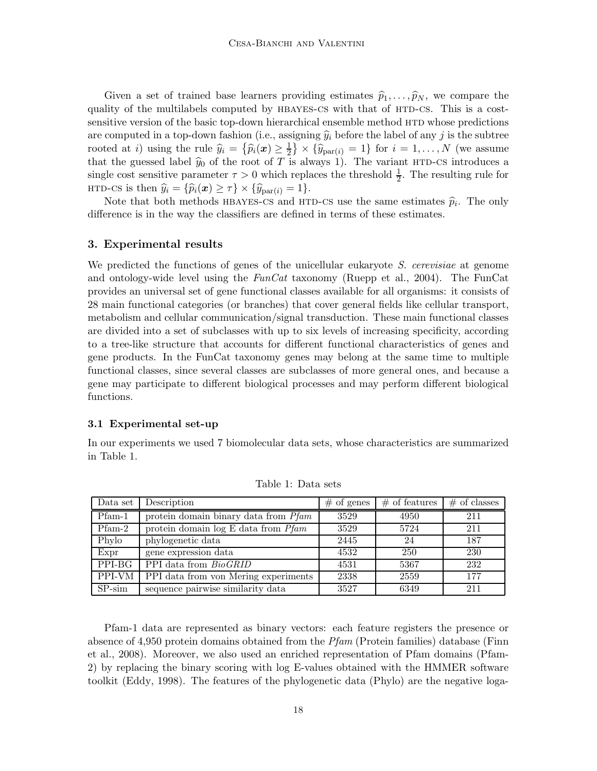Given a set of trained base learners providing estimates $\widehat{p}_1, \ldots, \widehat{p}_N$, we compare the quality of the multilabels computed by HBAYES-CS with that of HTD-CS. This is a cost-sensitive version of the basic top-down hierarchical ensemble method HTD whose predictions are computed in a top-down fashion (i.e., assigning $\widehat{y}_i$ before the label of any $j$ is the subtree rooted at $i$) using the rule $\widehat{y}_i = \{\widehat{p}_i(\boldsymbol{x}) \geq \frac{1}{2}\} \times \{\widehat{y}_{\mathrm{par}(i)} = 1\}$ for $i = 1, \ldots, N$ (we assume that the guessed label $\widehat{y}_0$ of the root of $T$ is always 1). The variant HTD-CS introduces a single cost sensitive parameter $\tau > 0$ which replaces the threshold $\frac{1}{2}$. The resulting rule for HTD-CS is then $\widehat{y}_i = \{\widehat{p}_i(\boldsymbol{x}) \geq \tau\} \times \{\widehat{y}_{\mathrm{par}(i)} = 1\}$.

Note that both methods HBAYES-CS and HTD-CS use the same estimates $\widehat{p}_i$. The only difference is in the way the classifiers are defined in terms of these estimates.

## 3. Experimental results

We predicted the functions of genes of the unicellular eukaryote *S. cerevisiae* at genome and ontology-wide level using the *FunCat* taxonomy (Ruepp et al., 2004). The FunCat provides an universal set of gene functional classes available for all organisms: it consists of 28 main functional categories (or branches) that cover general fields like cellular transport, metabolism and cellular communication/signal transduction. These main functional classes are divided into a set of subclasses with up to six levels of increasing specificity, according to a tree-like structure that accounts for different functional characteristics of genes and gene products. In the FunCat taxonomy genes may belong at the same time to multiple functional classes, since several classes are subclasses of more general ones, and because a gene may participate to different biological processes and may perform different biological functions.

### 3.1 Experimental set-up

In our experiments we used 7 biomolecular data sets, whose characteristics are summarized in Table 1.

Table 1: Data sets

| Data set | Description | # of genes | # of features | # of classes |
|---|---|---|---|---|
| Pfam-1 | protein domain binary data from *Pfam* | 3529 | 4950 | 211 |
| Pfam-2 | protein domain log E data from *Pfam* | 3529 | 5724 | 211 |
| Phylo | phylogenetic data | 2445 | 24 | 187 |
| Expr | gene expression data | 4532 | 250 | 230 |
| PPI-BG | PPI data from *BioGRID* | 4531 | 5367 | 232 |
| PPI-VM | PPI data from von Mering experiments | 2338 | 2559 | 177 |
| SP-sim | sequence pairwise similarity data | 3527 | 6349 | 211 |

Pfam-1 data are represented as binary vectors: each feature registers the presence or absence of 4,950 protein domains obtained from the *Pfam* (Protein families) database (Finn et al., 2008). Moreover, we also used an enriched representation of Pfam domains (Pfam-2) by replacing the binary scoring with log E-values obtained with the HMMER software toolkit (Eddy, 1998). The features of the phylogenetic data (Phylo) are the negative loga-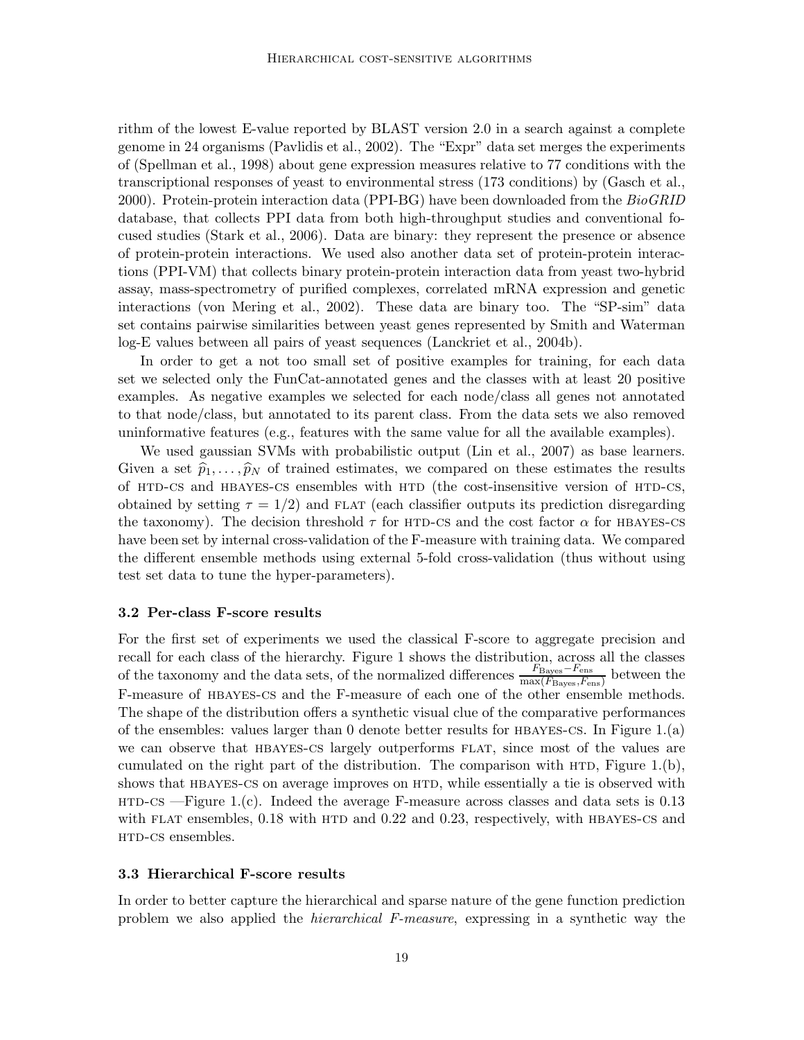rithm of the lowest E-value reported by BLAST version 2.0 in a search against a complete genome in 24 organisms (Pavlidis et al., 2002). The "Expr" data set merges the experiments of (Spellman et al., 1998) about gene expression measures relative to 77 conditions with the transcriptional responses of yeast to environmental stress (173 conditions) by (Gasch et al., 2000). Protein-protein interaction data (PPI-BG) have been downloaded from the *BioGRID* database, that collects PPI data from both high-throughput studies and conventional focused studies (Stark et al., 2006). Data are binary: they represent the presence or absence of protein-protein interactions. We used also another data set of protein-protein interactions (PPI-VM) that collects binary protein-protein interaction data from yeast two-hybrid assay, mass-spectrometry of purified complexes, correlated mRNA expression and genetic interactions (von Mering et al., 2002). These data are binary too. The "SP-sim" data set contains pairwise similarities between yeast genes represented by Smith and Waterman log-E values between all pairs of yeast sequences (Lanckriet et al., 2004b).

In order to get a not too small set of positive examples for training, for each data set we selected only the FunCat-annotated genes and the classes with at least 20 positive examples. As negative examples we selected for each node/class all genes not annotated to that node/class, but annotated to its parent class. From the data sets we also removed uninformative features (e.g., features with the same value for all the available examples).

We used gaussian SVMs with probabilistic output (Lin et al., 2007) as base learners. Given a set $\widehat{p}_1, \ldots, \widehat{p}_N$ of trained estimates, we compared on these estimates the results of HTD-CS and HBAYES-CS ensembles with HTD (the cost-insensitive version of HTD-CS, obtained by setting $\tau = 1/2$) and FLAT (each classifier outputs its prediction disregarding the taxonomy). The decision threshold $\tau$ for HTD-CS and the cost factor $\alpha$ for HBAYES-CS have been set by internal cross-validation of the F-measure with training data. We compared the different ensemble methods using external 5-fold cross-validation (thus without using test set data to tune the hyper-parameters).

### 3.2 Per-class F-score results

For the first set of experiments we used the classical F-score to aggregate precision and recall for each class of the hierarchy. Figure 1 shows the distribution, across all the classes of the taxonomy and the data sets, of the normalized differences $\frac{F_{\text{Bayes}} - F_{\text{ens}}}{\max(F_{\text{Bayes}}, F_{\text{ens}})}$ between the F-measure of HBAYES-CS and the F-measure of each one of the other ensemble methods. The shape of the distribution offers a synthetic visual clue of the comparative performances of the ensembles: values larger than 0 denote better results for HBAYES-CS. In Figure 1.(a) we can observe that HBAYES-CS largely outperforms FLAT, since most of the values are cumulated on the right part of the distribution. The comparison with HTD, Figure 1.(b), shows that HBAYES-CS on average improves on HTD, while essentially a tie is observed with HTD-CS —Figure 1.(c). Indeed the average F-measure across classes and data sets is 0.13 with FLAT ensembles, 0.18 with HTD and 0.22 and 0.23, respectively, with HBAYES-CS and HTD-CS ensembles.

### 3.3 Hierarchical F-score results

In order to better capture the hierarchical and sparse nature of the gene function prediction problem we also applied the *hierarchical F-measure*, expressing in a synthetic way the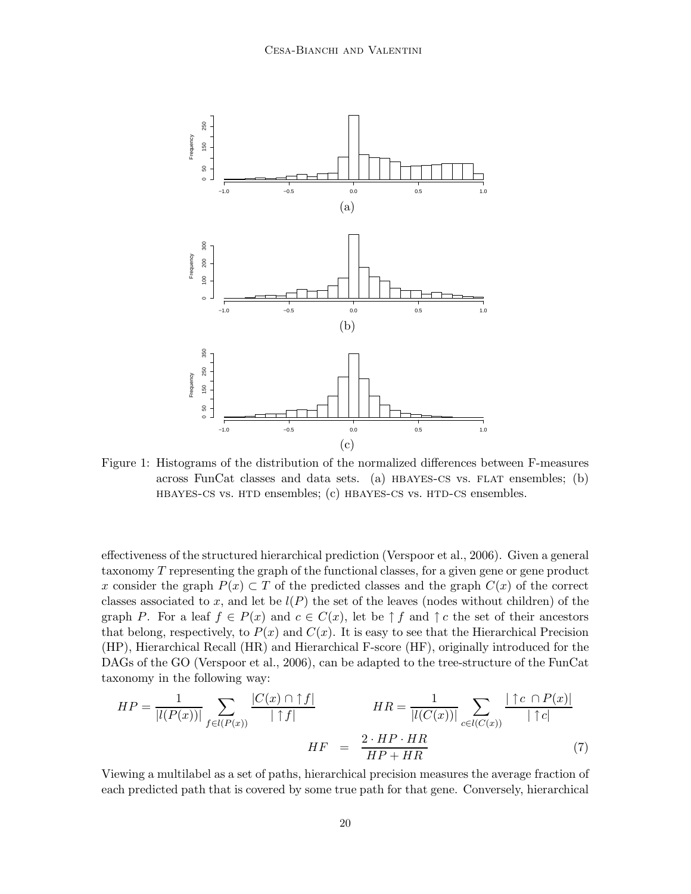Figure 1: Histograms of the distribution of the normalized differences between F-measures across FunCat classes and data sets. (a) HBAYES-CS vs. FLAT ensembles; (b) HBAYES-CS vs. HTD ensembles; (c) HBAYES-CS vs. HTD-CS ensembles.

effectiveness of the structured hierarchical prediction (Verspoor et al., 2006). Given a general taxonomy $T$ representing the graph of the functional classes, for a given gene or gene product $x$ consider the graph $P(x) \subset T$ of the predicted classes and the graph $C(x)$ of the correct classes associated to $x$, and let be $l(P)$ the set of the leaves (nodes without children) of the graph $P$. For a leaf $f \in P(x)$ and $c \in C(x)$, let be $\uparrow f$ and $\uparrow c$ the set of their ancestors that belong, respectively, to $P(x)$ and $C(x)$. It is easy to see that the Hierarchical Precision (HP), Hierarchical Recall (HR) and Hierarchical F-score (HF), originally introduced for the DAGs of the GO (Verspoor et al., 2006), can be adapted to the tree-structure of the FunCat taxonomy in the following way:

$$HP = \frac{1}{|l(P(x))|} \sum_{f \in l(P(x))} \frac{|C(x) \cap \uparrow f|}{|\uparrow f|} \qquad HR = \frac{1}{|l(C(x))|} \sum_{c \in l(C(x))} \frac{|\uparrow c \cap P(x)|}{|\uparrow c|}$$

$$HF = \frac{2 \cdot HP \cdot HR}{HP + HR} \tag{7}$$

Viewing a multilabel as a set of paths, hierarchical precision measures the average fraction of each predicted path that is covered by some true path for that gene. Conversely, hierarchical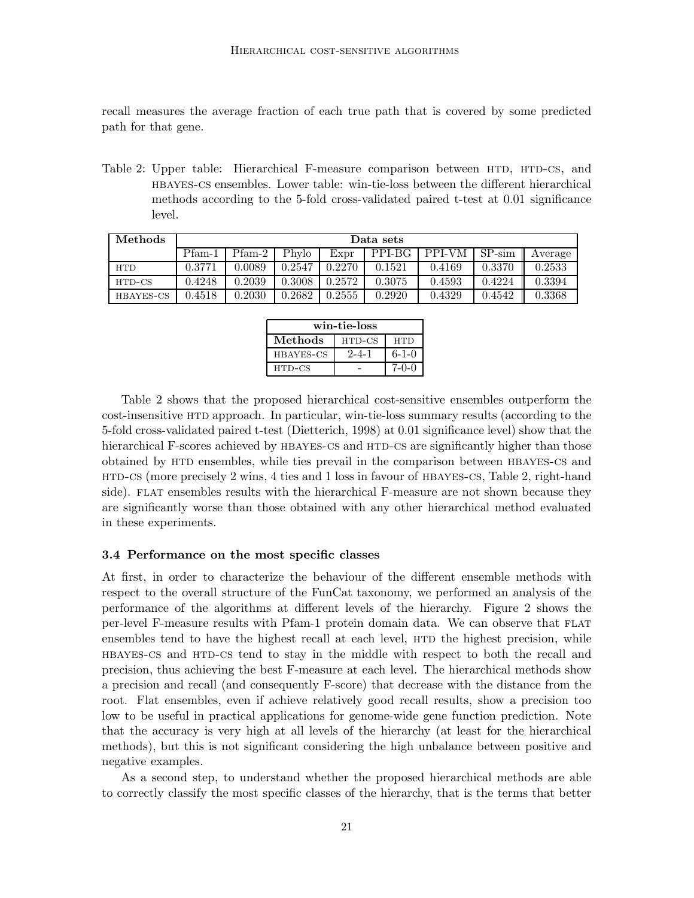recall measures the average fraction of each true path that is covered by some predicted path for that gene.

Table 2: Upper table: Hierarchical F-measure comparison between HTD, HTD-CS, and HBAYES-CS ensembles. Lower table: win-tie-loss between the different hierarchical methods according to the 5-fold cross-validated paired t-test at 0.01 significance level.

| **Methods** | **Data sets** | | | | | | | |
|---|---|---|---|---|---|---|---|---|
| | Pfam-1 | Pfam-2 | Phylo | Expr | PPI-BG | PPI-VM | SP-sim | Average |
| HTD | 0.3771 | 0.0089 | 0.2547 | 0.2270 | 0.1521 | 0.4169 | 0.3370 | 0.2533 |
| HTD-CS | 0.4248 | 0.2039 | 0.3008 | 0.2572 | 0.3075 | 0.4593 | 0.4224 | 0.3394 |
| HBAYES-CS | 0.4518 | 0.2030 | 0.2682 | 0.2555 | 0.2920 | 0.4329 | 0.4542 | 0.3368 |

| **win-tie-loss** | | |
|---|---|---|
| **Methods** | HTD-CS | HTD |
| HBAYES-CS | 2-4-1 | 6-1-0 |
| HTD-CS | - | 7-0-0 |

Table 2 shows that the proposed hierarchical cost-sensitive ensembles outperform the cost-insensitive HTD approach. In particular, win-tie-loss summary results (according to the 5-fold cross-validated paired t-test (Dietterich, 1998) at 0.01 significance level) show that the hierarchical F-scores achieved by HBAYES-CS and HTD-CS are significantly higher than those obtained by HTD ensembles, while ties prevail in the comparison between HBAYES-CS and HTD-CS (more precisely 2 wins, 4 ties and 1 loss in favour of HBAYES-CS, Table 2, right-hand side). FLAT ensembles results with the hierarchical F-measure are not shown because they are significantly worse than those obtained with any other hierarchical method evaluated in these experiments.

### 3.4 Performance on the most specific classes

At first, in order to characterize the behaviour of the different ensemble methods with respect to the overall structure of the FunCat taxonomy, we performed an analysis of the performance of the algorithms at different levels of the hierarchy. Figure 2 shows the per-level F-measure results with Pfam-1 protein domain data. We can observe that FLAT ensembles tend to have the highest recall at each level, HTD the highest precision, while HBAYES-CS and HTD-CS tend to stay in the middle with respect to both the recall and precision, thus achieving the best F-measure at each level. The hierarchical methods show a precision and recall (and consequently F-score) that decrease with the distance from the root. Flat ensembles, even if achieve relatively good recall results, show a precision too low to be useful in practical applications for genome-wide gene function prediction. Note that the accuracy is very high at all levels of the hierarchy (at least for the hierarchical methods), but this is not significant considering the high unbalance between positive and negative examples.

As a second step, to understand whether the proposed hierarchical methods are able to correctly classify the most specific classes of the hierarchy, that is the terms that better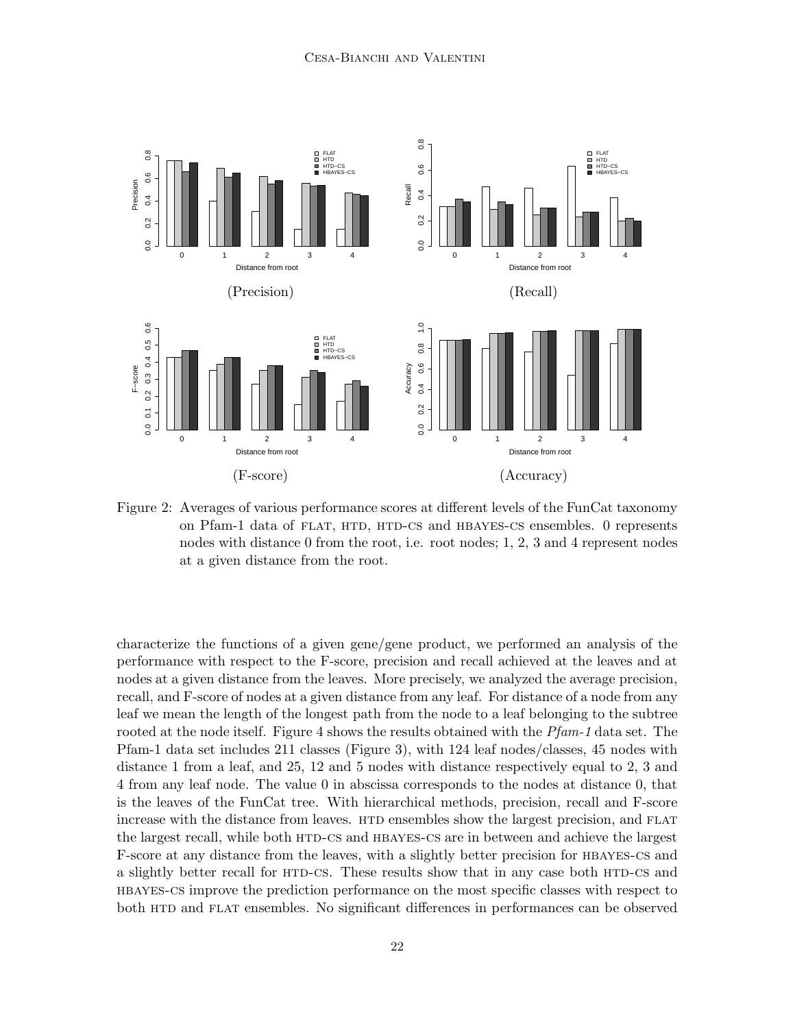Figure 2: Averages of various performance scores at different levels of the FunCat taxonomy on Pfam-1 data of FLAT, HTD, HTD-CS and HBAYES-CS ensembles. 0 represents nodes with distance 0 from the root, i.e. root nodes; 1, 2, 3 and 4 represent nodes at a given distance from the root.

characterize the functions of a given gene/gene product, we performed an analysis of the performance with respect to the F-score, precision and recall achieved at the leaves and at nodes at a given distance from the leaves. More precisely, we analyzed the average precision, recall, and F-score of nodes at a given distance from any leaf. For distance of a node from any leaf we mean the length of the longest path from the node to a leaf belonging to the subtree rooted at the node itself. Figure 4 shows the results obtained with the *Pfam-1* data set. The Pfam-1 data set includes 211 classes (Figure 3), with 124 leaf nodes/classes, 45 nodes with distance 1 from a leaf, and 25, 12 and 5 nodes with distance respectively equal to 2, 3 and 4 from any leaf node. The value 0 in abscissa corresponds to the nodes at distance 0, that is the leaves of the FunCat tree. With hierarchical methods, precision, recall and F-score increase with the distance from leaves. HTD ensembles show the largest precision, and FLAT the largest recall, while both HTD-CS and HBAYES-CS are in between and achieve the largest F-score at any distance from the leaves, with a slightly better precision for HBAYES-CS and a slightly better recall for HTD-CS. These results show that in any case both HTD-CS and HBAYES-CS improve the prediction performance on the most specific classes with respect to both HTD and FLAT ensembles. No significant differences in performances can be observed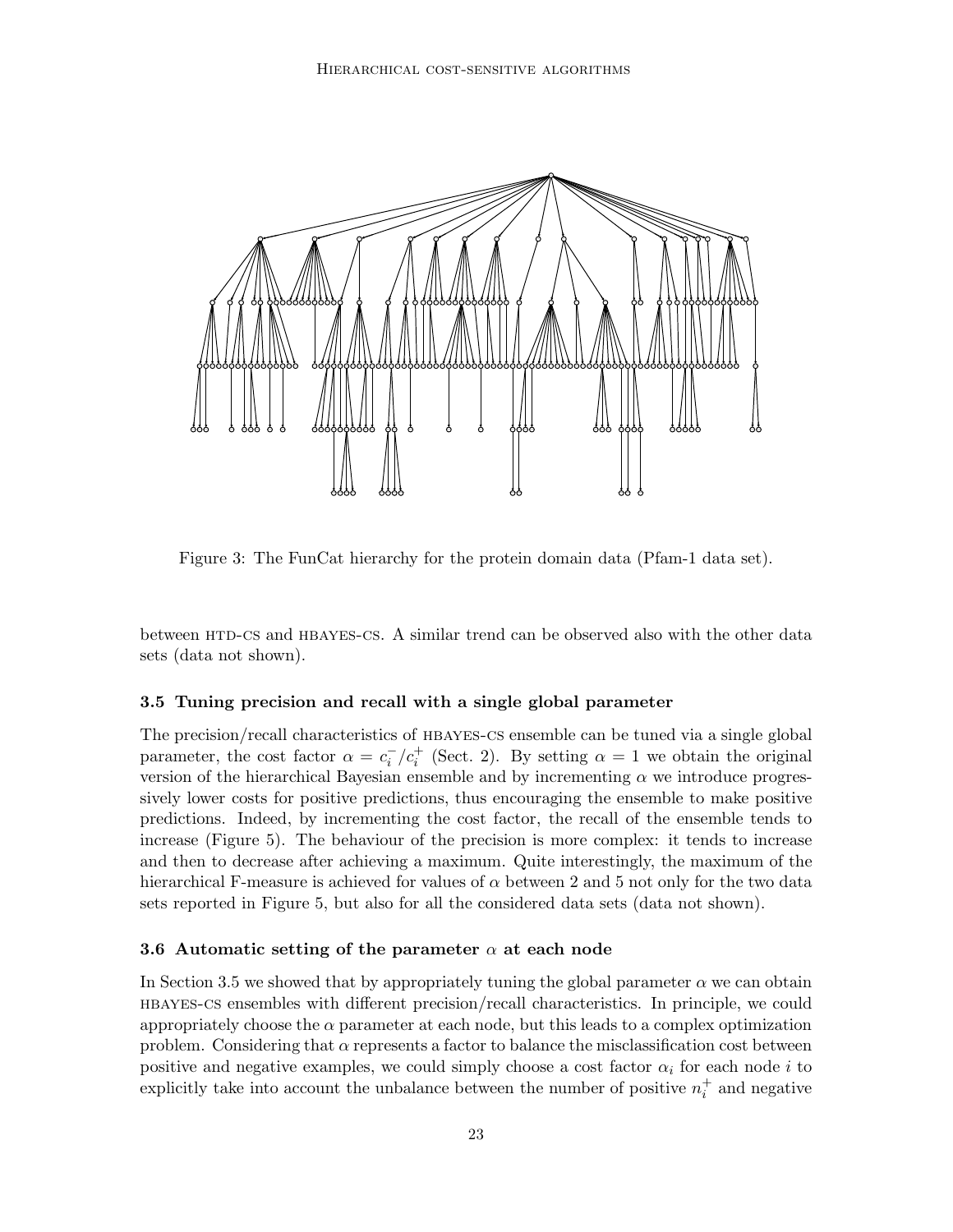Figure 3: The FunCat hierarchy for the protein domain data (Pfam-1 data set).

between HTD-CS and HBAYES-CS. A similar trend can be observed also with the other data sets (data not shown).

### 3.5 Tuning precision and recall with a single global parameter

The precision/recall characteristics of HBAYES-CS ensemble can be tuned via a single global parameter, the cost factor $\alpha = c_i^- / c_i^+$ (Sect. 2). By setting $\alpha = 1$ we obtain the original version of the hierarchical Bayesian ensemble and by incrementing $\alpha$ we introduce progressively lower costs for positive predictions, thus encouraging the ensemble to make positive predictions. Indeed, by incrementing the cost factor, the recall of the ensemble tends to increase (Figure 5). The behaviour of the precision is more complex: it tends to increase and then to decrease after achieving a maximum. Quite interestingly, the maximum of the hierarchical F-measure is achieved for values of $\alpha$ between 2 and 5 not only for the two data sets reported in Figure 5, but also for all the considered data sets (data not shown).

### 3.6 Automatic setting of the parameter $\alpha$ at each node

In Section 3.5 we showed that by appropriately tuning the global parameter $\alpha$ we can obtain HBAYES-CS ensembles with different precision/recall characteristics. In principle, we could appropriately choose the $\alpha$ parameter at each node, but this leads to a complex optimization problem. Considering that $\alpha$ represents a factor to balance the misclassification cost between positive and negative examples, we could simply choose a cost factor $\alpha_i$ for each node $i$ to explicitly take into account the unbalance between the number of positive $n_i^+$ and negative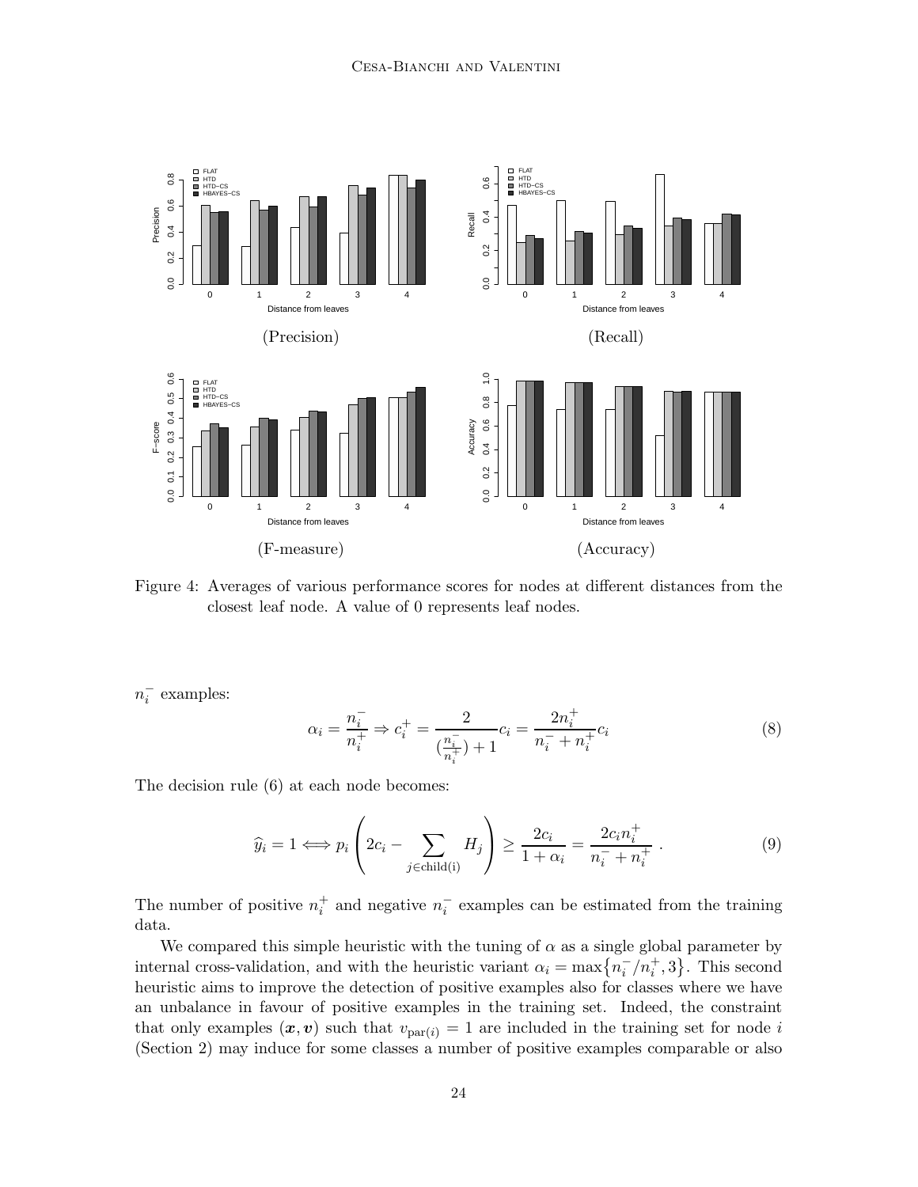Figure 4: Averages of various performance scores for nodes at different distances from the closest leaf node. A value of 0 represents leaf nodes.

$n_i^-$ examples:

$$\alpha_i = \frac{n_i^-}{n_i^+} \Rightarrow c_i^+ = \frac{2}{(\frac{n_i^-}{n_i^+}) + 1} c_i = \frac{2n_i^+}{n_i^- + n_i^+} c_i \tag{8}$$

The decision rule (6) at each node becomes:

$$\widehat{y}_i = 1 \Longleftrightarrow p_i \left( 2c_i - \sum_{j \in \text{child(i)}} H_j \right) \geq \frac{2c_i}{1 + \alpha_i} = \frac{2c_i n_i^+}{n_i^- + n_i^+} \; . \tag{9}$$

The number of positive $n_i^+$ and negative $n_i^-$ examples can be estimated from the training data.

We compared this simple heuristic with the tuning of $\alpha$ as a single global parameter by internal cross-validation, and with the heuristic variant $\alpha_i = \max\{n_i^-/n_i^+, 3\}$. This second heuristic aims to improve the detection of positive examples also for classes where we have an unbalance in favour of positive examples in the training set. Indeed, the constraint that only examples $(\boldsymbol{x}, \boldsymbol{v})$ such that $v_{\text{par}(i)} = 1$ are included in the training set for node $i$ (Section 2) may induce for some classes a number of positive examples comparable or also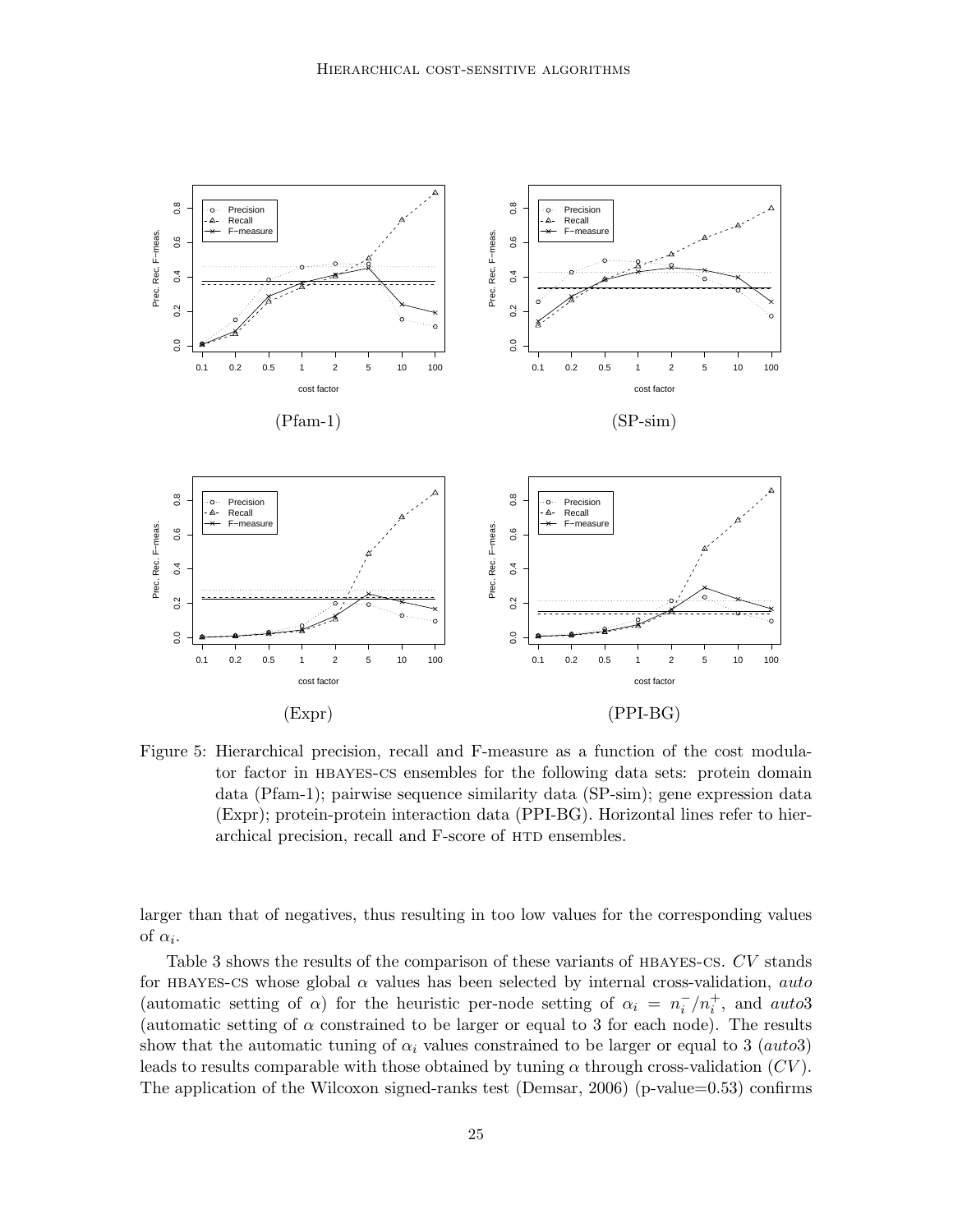(Pfam-1)

(SP-sim)

(Expr)

(PPI-BG)

Figure 5: Hierarchical precision, recall and F-measure as a function of the cost modulator factor in HBAYES-CS ensembles for the following data sets: protein domain data (Pfam-1); pairwise sequence similarity data (SP-sim); gene expression data (Expr); protein-protein interaction data (PPI-BG). Horizontal lines refer to hierarchical precision, recall and F-score of HTD ensembles.

larger than that of negatives, thus resulting in too low values for the corresponding values of $\alpha_i$.

Table 3 shows the results of the comparison of these variants of HBAYES-CS. *CV* stands for HBAYES-CS whose global $\alpha$ values has been selected by internal cross-validation, *auto* (automatic setting of $\alpha$) for the heuristic per-node setting of $\alpha_i = n_i^- / n_i^+$, and *auto*3 (automatic setting of $\alpha$ constrained to be larger or equal to 3 for each node). The results show that the automatic tuning of $\alpha_i$ values constrained to be larger or equal to 3 (*auto*3) leads to results comparable with those obtained by tuning $\alpha$ through cross-validation (*CV*). The application of the Wilcoxon signed-ranks test (Demsar, 2006) (p-value=0.53) confirms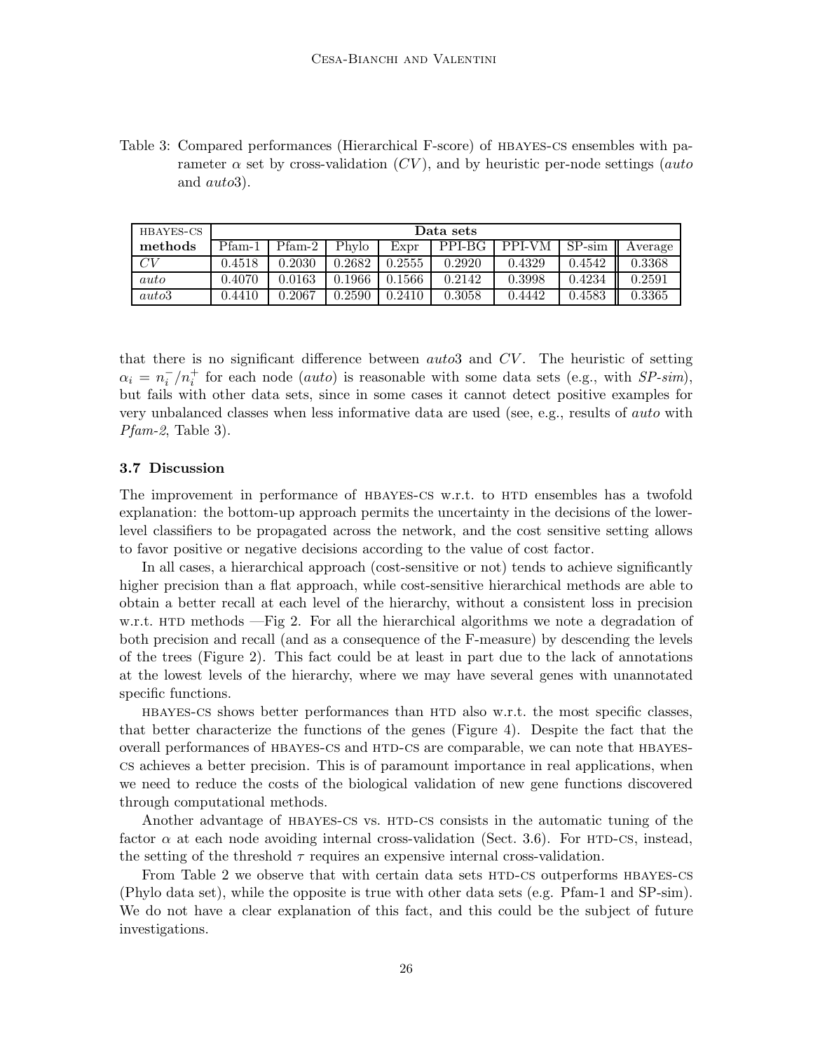Table 3: Compared performances (Hierarchical F-score) of HBAYES-CS ensembles with parameter $\alpha$ set by cross-validation (*CV*), and by heuristic per-node settings (*auto* and *auto*3).

| HBAYES-CS | Data sets | | | | | | | |
|---|---|---|---|---|---|---|---|---|
| **methods** | Pfam-1 | Pfam-2 | Phylo | Expr | PPI-BG | PPI-VM | SP-sim | Average |
| *CV* | 0.4518 | 0.2030 | 0.2682 | 0.2555 | 0.2920 | 0.4329 | 0.4542 | 0.3368 |
| *auto* | 0.4070 | 0.0163 | 0.1966 | 0.1566 | 0.2142 | 0.3998 | 0.4234 | 0.2591 |
| *auto*3 | 0.4410 | 0.2067 | 0.2590 | 0.2410 | 0.3058 | 0.4442 | 0.4583 | 0.3365 |

that there is no significant difference between *auto*3 and *CV*. The heuristic of setting $\alpha_i = n_i^- / n_i^+$ for each node (*auto*) is reasonable with some data sets (e.g., with *SP-sim*), but fails with other data sets, since in some cases it cannot detect positive examples for very unbalanced classes when less informative data are used (see, e.g., results of *auto* with *Pfam-2*, Table 3).

### 3.7 Discussion

The improvement in performance of HBAYES-CS w.r.t. to HTD ensembles has a twofold explanation: the bottom-up approach permits the uncertainty in the decisions of the lower-level classifiers to be propagated across the network, and the cost sensitive setting allows to favor positive or negative decisions according to the value of cost factor.

In all cases, a hierarchical approach (cost-sensitive or not) tends to achieve significantly higher precision than a flat approach, while cost-sensitive hierarchical methods are able to obtain a better recall at each level of the hierarchy, without a consistent loss in precision w.r.t. HTD methods —Fig 2. For all the hierarchical algorithms we note a degradation of both precision and recall (and as a consequence of the F-measure) by descending the levels of the trees (Figure 2). This fact could be at least in part due to the lack of annotations at the lowest levels of the hierarchy, where we may have several genes with unannotated specific functions.

HBAYES-CS shows better performances than HTD also w.r.t. the most specific classes, that better characterize the functions of the genes (Figure 4). Despite the fact that the overall performances of HBAYES-CS and HTD-CS are comparable, we can note that HBAYES-CS achieves a better precision. This is of paramount importance in real applications, when we need to reduce the costs of the biological validation of new gene functions discovered through computational methods.

Another advantage of HBAYES-CS vs. HTD-CS consists in the automatic tuning of the factor $\alpha$ at each node avoiding internal cross-validation (Sect. 3.6). For HTD-CS, instead, the setting of the threshold $\tau$ requires an expensive internal cross-validation.

From Table 2 we observe that with certain data sets HTD-CS outperforms HBAYES-CS (Phylo data set), while the opposite is true with other data sets (e.g. Pfam-1 and SP-sim). We do not have a clear explanation of this fact, and this could be the subject of future investigations.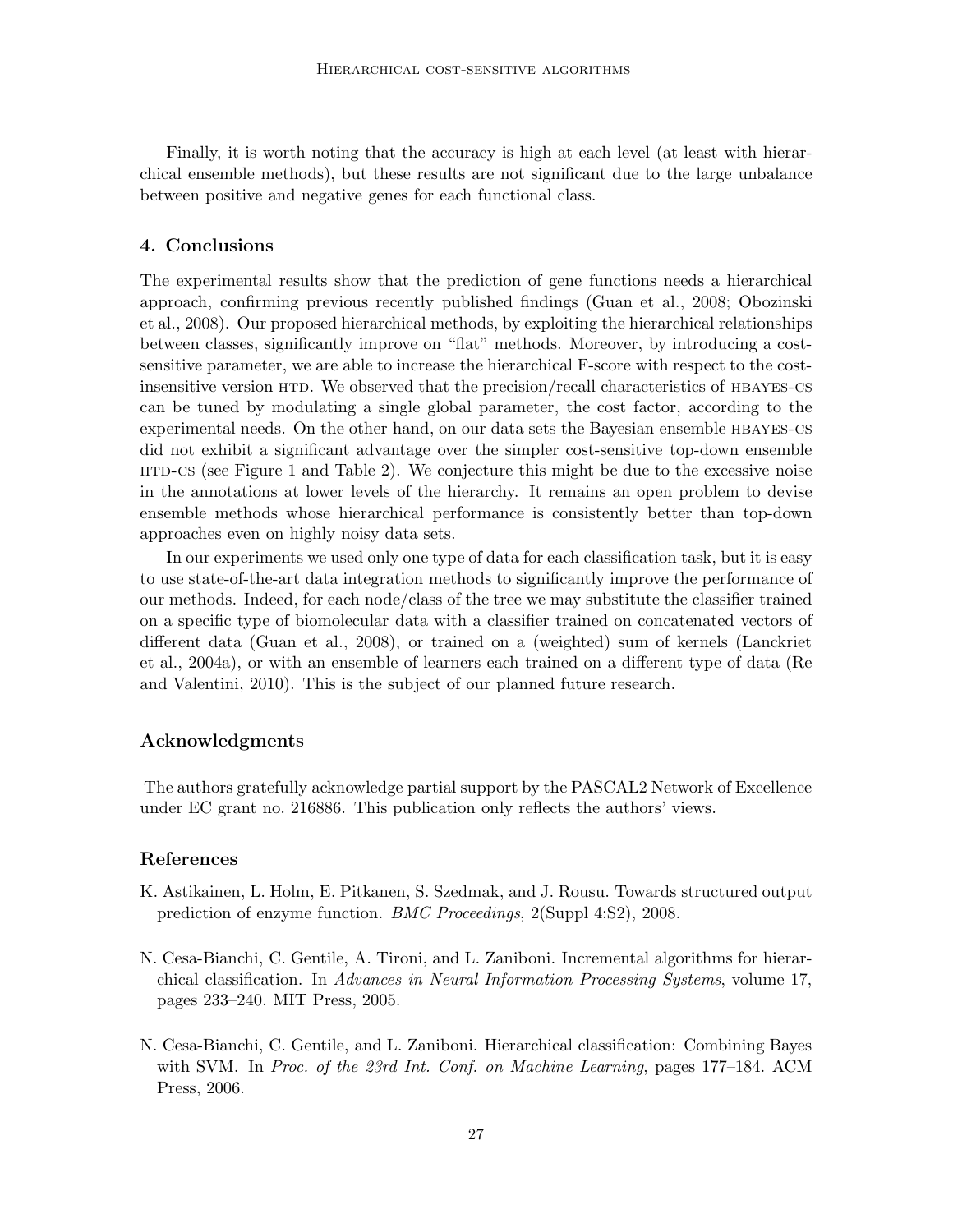Finally, it is worth noting that the accuracy is high at each level (at least with hierarchical ensemble methods), but these results are not significant due to the large unbalance between positive and negative genes for each functional class.

## 4. Conclusions

The experimental results show that the prediction of gene functions needs a hierarchical approach, confirming previous recently published findings (Guan et al., 2008; Obozinski et al., 2008). Our proposed hierarchical methods, by exploiting the hierarchical relationships between classes, significantly improve on "flat" methods. Moreover, by introducing a cost-sensitive parameter, we are able to increase the hierarchical F-score with respect to the cost-insensitive version HTD. We observed that the precision/recall characteristics of HBAYES-CS can be tuned by modulating a single global parameter, the cost factor, according to the experimental needs. On the other hand, on our data sets the Bayesian ensemble HBAYES-CS did not exhibit a significant advantage over the simpler cost-sensitive top-down ensemble HTD-CS (see Figure 1 and Table 2). We conjecture this might be due to the excessive noise in the annotations at lower levels of the hierarchy. It remains an open problem to devise ensemble methods whose hierarchical performance is consistently better than top-down approaches even on highly noisy data sets.

In our experiments we used only one type of data for each classification task, but it is easy to use state-of-the-art data integration methods to significantly improve the performance of our methods. Indeed, for each node/class of the tree we may substitute the classifier trained on a specific type of biomolecular data with a classifier trained on concatenated vectors of different data (Guan et al., 2008), or trained on a (weighted) sum of kernels (Lanckriet et al., 2004a), or with an ensemble of learners each trained on a different type of data (Re and Valentini, 2010). This is the subject of our planned future research.

## Acknowledgments

The authors gratefully acknowledge partial support by the PASCAL2 Network of Excellence under EC grant no. 216886. This publication only reflects the authors' views.

## References

K. Astikainen, L. Holm, E. Pitkanen, S. Szedmak, and J. Rousu. Towards structured output prediction of enzyme function. *BMC Proceedings*, 2(Suppl 4:S2), 2008.

N. Cesa-Bianchi, C. Gentile, A. Tironi, and L. Zaniboni. Incremental algorithms for hierarchical classification. In *Advances in Neural Information Processing Systems*, volume 17, pages 233–240. MIT Press, 2005.

N. Cesa-Bianchi, C. Gentile, and L. Zaniboni. Hierarchical classification: Combining Bayes with SVM. In *Proc. of the 23rd Int. Conf. on Machine Learning*, pages 177–184. ACM Press, 2006.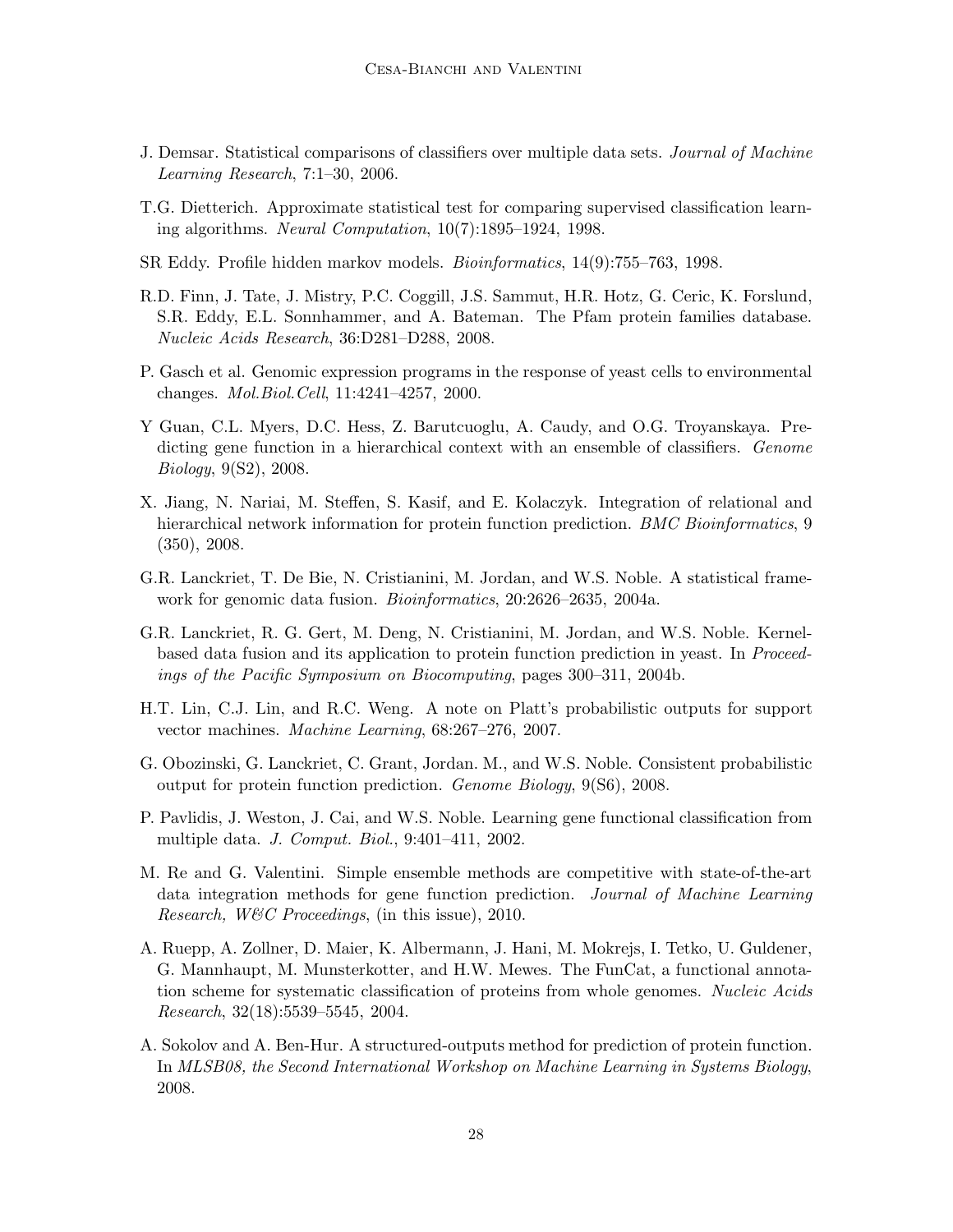J. Demsar. Statistical comparisons of classifiers over multiple data sets. *Journal of Machine Learning Research*, 7:1–30, 2006.

T.G. Dietterich. Approximate statistical test for comparing supervised classification learning algorithms. *Neural Computation*, 10(7):1895–1924, 1998.

SR Eddy. Profile hidden markov models. *Bioinformatics*, 14(9):755–763, 1998.

R.D. Finn, J. Tate, J. Mistry, P.C. Coggill, J.S. Sammut, H.R. Hotz, G. Ceric, K. Forslund, S.R. Eddy, E.L. Sonnhammer, and A. Bateman. The Pfam protein families database. *Nucleic Acids Research*, 36:D281–D288, 2008.

P. Gasch et al. Genomic expression programs in the response of yeast cells to environmental changes. *Mol.Biol.Cell*, 11:4241–4257, 2000.

Y Guan, C.L. Myers, D.C. Hess, Z. Barutcuoglu, A. Caudy, and O.G. Troyanskaya. Predicting gene function in a hierarchical context with an ensemble of classifiers. *Genome Biology*, 9(S2), 2008.

X. Jiang, N. Nariai, M. Steffen, S. Kasif, and E. Kolaczyk. Integration of relational and hierarchical network information for protein function prediction. *BMC Bioinformatics*, 9 (350), 2008.

G.R. Lanckriet, T. De Bie, N. Cristianini, M. Jordan, and W.S. Noble. A statistical framework for genomic data fusion. *Bioinformatics*, 20:2626–2635, 2004a.

G.R. Lanckriet, R. G. Gert, M. Deng, N. Cristianini, M. Jordan, and W.S. Noble. Kernel-based data fusion and its application to protein function prediction in yeast. In *Proceedings of the Pacific Symposium on Biocomputing*, pages 300–311, 2004b.

H.T. Lin, C.J. Lin, and R.C. Weng. A note on Platt's probabilistic outputs for support vector machines. *Machine Learning*, 68:267–276, 2007.

G. Obozinski, G. Lanckriet, C. Grant, Jordan. M., and W.S. Noble. Consistent probabilistic output for protein function prediction. *Genome Biology*, 9(S6), 2008.

P. Pavlidis, J. Weston, J. Cai, and W.S. Noble. Learning gene functional classification from multiple data. *J. Comput. Biol.*, 9:401–411, 2002.

M. Re and G. Valentini. Simple ensemble methods are competitive with state-of-the-art data integration methods for gene function prediction. *Journal of Machine Learning Research, W&C Proceedings*, (in this issue), 2010.

A. Ruepp, A. Zollner, D. Maier, K. Albermann, J. Hani, M. Mokrejs, I. Tetko, U. Guldener, G. Mannhaupt, M. Munsterkotter, and H.W. Mewes. The FunCat, a functional annotation scheme for systematic classification of proteins from whole genomes. *Nucleic Acids Research*, 32(18):5539–5545, 2004.

A. Sokolov and A. Ben-Hur. A structured-outputs method for prediction of protein function. In *MLSB08, the Second International Workshop on Machine Learning in Systems Biology*, 2008.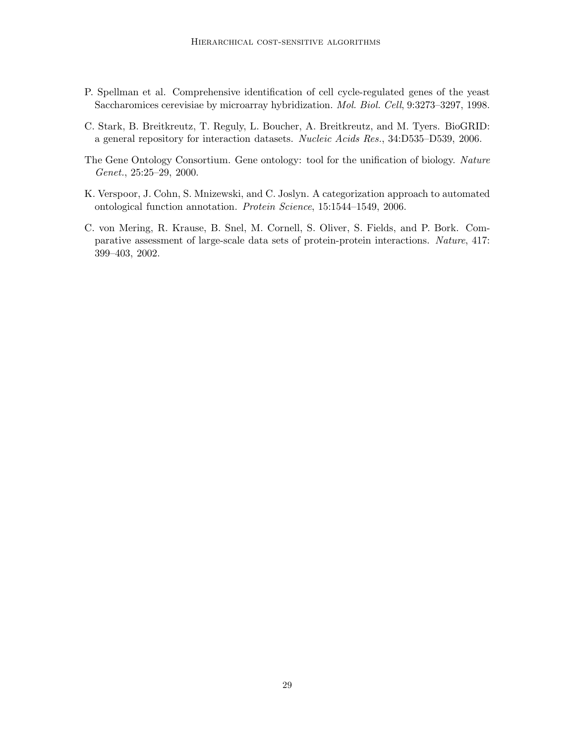P. Spellman et al. Comprehensive identification of cell cycle-regulated genes of the yeast Saccharomices cerevisiae by microarray hybridization. *Mol. Biol. Cell*, 9:3273–3297, 1998.

C. Stark, B. Breitkreutz, T. Reguly, L. Boucher, A. Breitkreutz, and M. Tyers. BioGRID: a general repository for interaction datasets. *Nucleic Acids Res.*, 34:D535–D539, 2006.

The Gene Ontology Consortium. Gene ontology: tool for the unification of biology. *Nature Genet.*, 25:25–29, 2000.

K. Verspoor, J. Cohn, S. Mnizewski, and C. Joslyn. A categorization approach to automated ontological function annotation. *Protein Science*, 15:1544–1549, 2006.

C. von Mering, R. Krause, B. Snel, M. Cornell, S. Oliver, S. Fields, and P. Bork. Comparative assessment of large-scale data sets of protein-protein interactions. *Nature*, 417: 399–403, 2002.